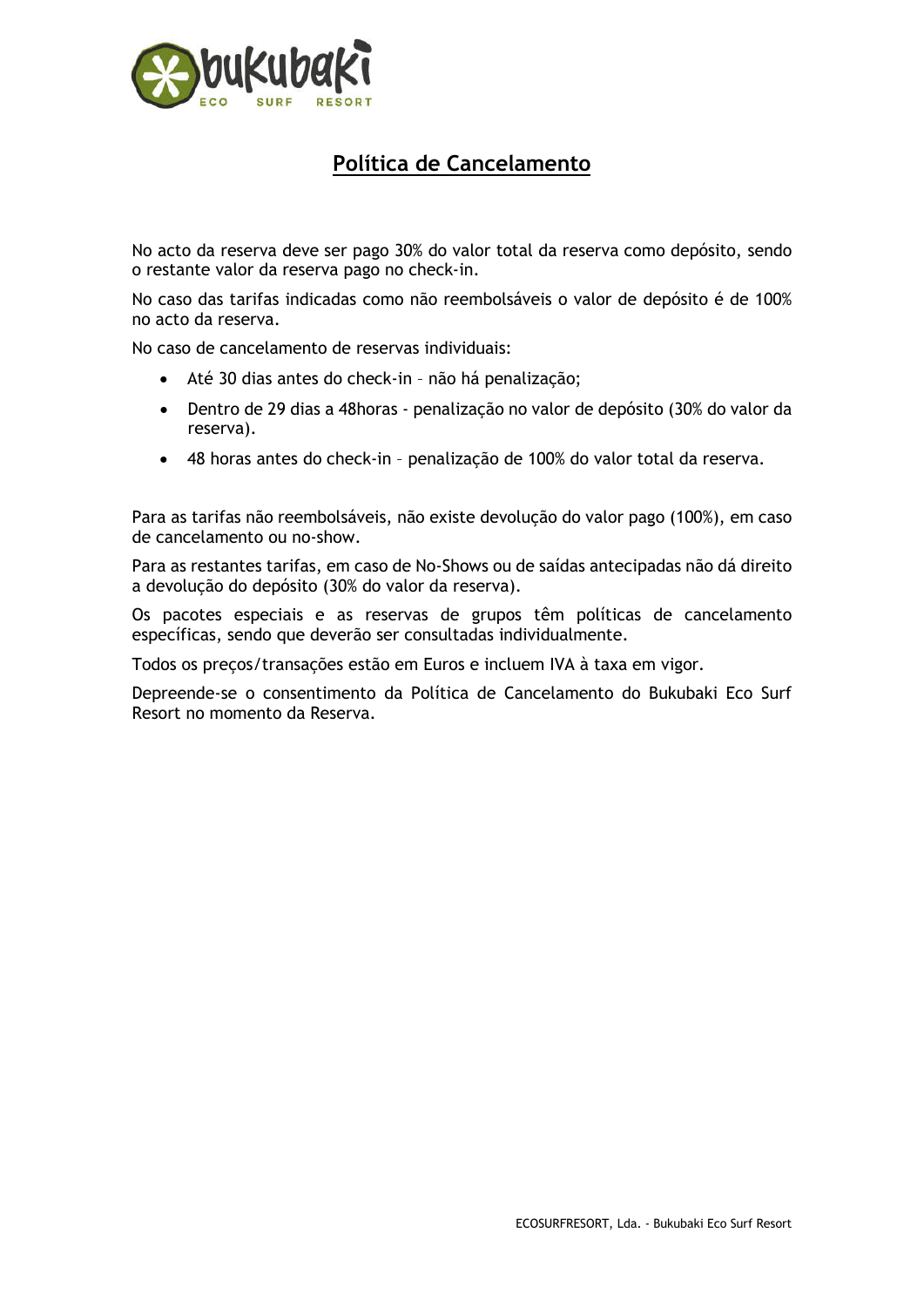# Política de Cancelamento

No acto da reserva deve ser pago 30% do valor total da reserva como depósito, sendo o restante valor da reserva pago no check-in.

No caso das tarifas indicadas como não reembolsáveis o valor de depósito é de 100% no acto da reserva.

No caso de cancelamento de reservas individuais:

- Até 30 dias antes do check-in – não há penalização;
- Dentro de 29 dias a 48horas - penalização no valor de depósito (30% do valor da reserva).
- 48 horas antes do check-in – penalização de 100% do valor total da reserva.

Para as tarifas não reembolsáveis, não existe devolução do valor pago (100%), em caso de cancelamento ou no-show.

Para as restantes tarifas, em caso de No-Shows ou de saídas antecipadas não dá direito a devolução do depósito (30% do valor da reserva).

Os pacotes especiais e as reservas de grupos têm políticas de cancelamento específicas, sendo que deverão ser consultadas individualmente.

Todos os preços/transações estão em Euros e incluem IVA à taxa em vigor.

Depreende-se o consentimento da Política de Cancelamento do Bukubaki Eco Surf Resort no momento da Reserva.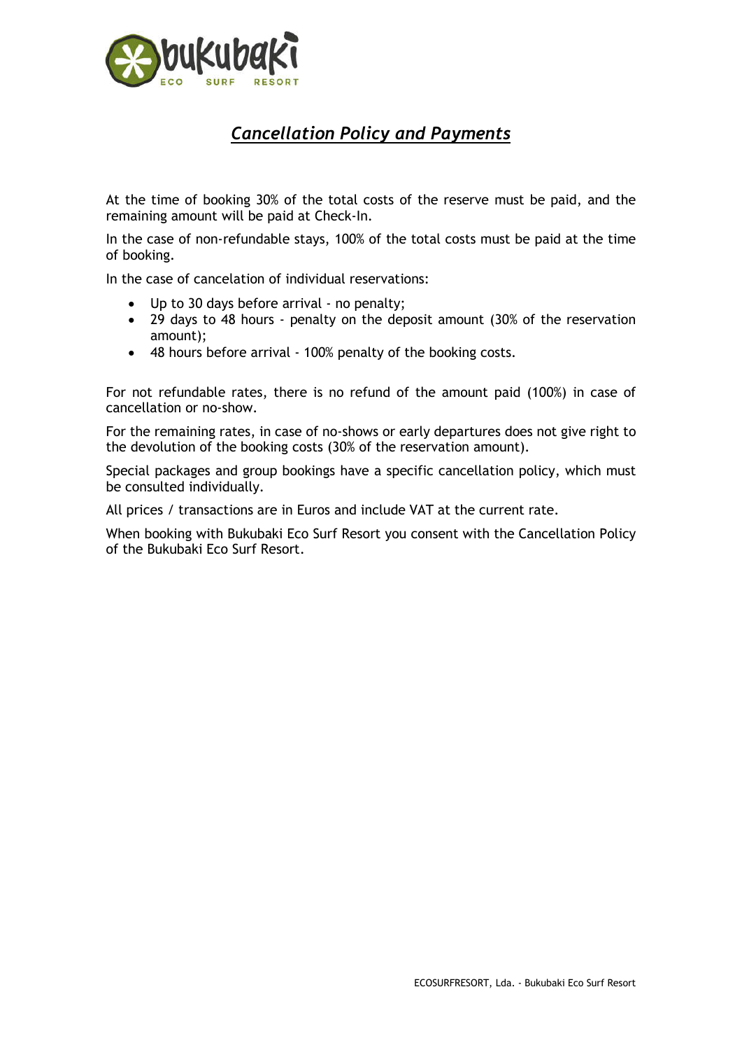# *Cancellation Policy and Payments*

At the time of booking 30% of the total costs of the reserve must be paid, and the remaining amount will be paid at Check-In.

In the case of non-refundable stays, 100% of the total costs must be paid at the time of booking.

In the case of cancelation of individual reservations:

- Up to 30 days before arrival - no penalty;
- 29 days to 48 hours - penalty on the deposit amount (30% of the reservation amount);
- 48 hours before arrival - 100% penalty of the booking costs.

For not refundable rates, there is no refund of the amount paid (100%) in case of cancellation or no-show.

For the remaining rates, in case of no-shows or early departures does not give right to the devolution of the booking costs (30% of the reservation amount).

Special packages and group bookings have a specific cancellation policy, which must be consulted individually.

All prices / transactions are in Euros and include VAT at the current rate.

When booking with Bukubaki Eco Surf Resort you consent with the Cancellation Policy of the Bukubaki Eco Surf Resort.